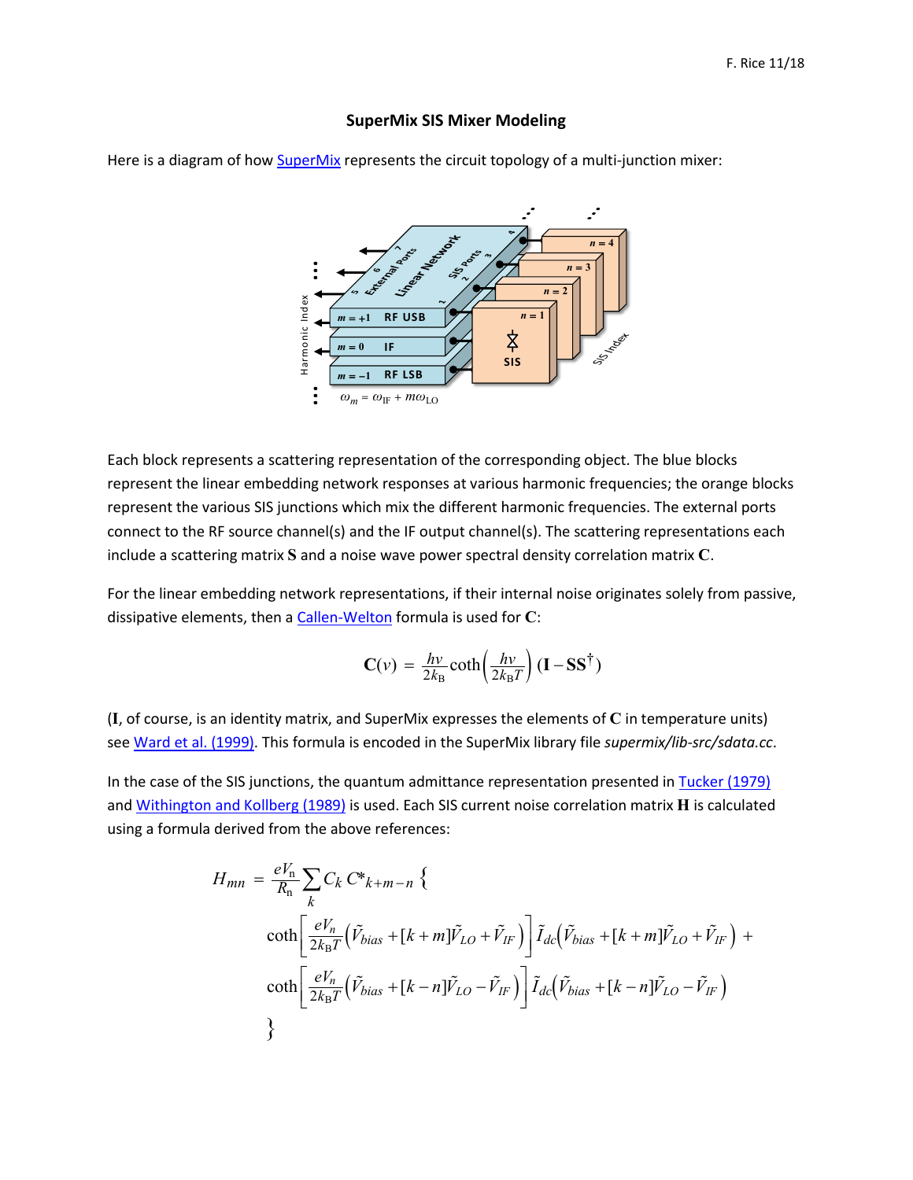## SuperMix SIS Mixer Modeling

Here is a diagram of how SuperMix represents the circuit topology of a multi-junction mixer:

Each block represents a scattering representation of the corresponding object. The blue blocks represent the linear embedding network responses at various harmonic frequencies; the orange blocks represent the various SIS junctions which mix the different harmonic frequencies. The external ports connect to the RF source channel(s) and the IF output channel(s). The scattering representations each include a scattering matrix **S** and a noise wave power spectral density correlation matrix **C**.

For the linear embedding network representations, if their internal noise originates solely from passive, dissipative elements, then a Callen-Welton formula is used for **C**:

$$\mathbf{C}(\nu) = \frac{h\nu}{2k_B}\coth\left(\frac{h\nu}{2k_B T}\right)\left(\mathbf{I} - \mathbf{S}\mathbf{S}^{\dagger}\right)$$

(**I**, of course, is an identity matrix, and SuperMix expresses the elements of **C** in temperature units) see Ward et al. (1999). This formula is encoded in the SuperMix library file *supermix/lib-src/sdata.cc*.

In the case of the SIS junctions, the quantum admittance representation presented in Tucker (1979) and Withington and Kollberg (1989) is used. Each SIS current noise correlation matrix **H** is calculated using a formula derived from the above references:

$$H_{mn} = \frac{eV_n}{R_n}\sum_k C_k\, C^*{}_{k+m-n} \Big\{ \coth\left[\frac{eV_n}{2k_B T}\left(\tilde{V}_{bias} + [k+m]\tilde{V}_{LO} + \tilde{V}_{IF}\right)\right]\tilde{I}_{dc}\left(\tilde{V}_{bias} + [k+m]\tilde{V}_{LO} + \tilde{V}_{IF}\right) + \coth\left[\frac{eV_n}{2k_B T}\left(\tilde{V}_{bias} + [k-n]\tilde{V}_{LO} - \tilde{V}_{IF}\right)\right]\tilde{I}_{dc}\left(\tilde{V}_{bias} + [k-n]\tilde{V}_{LO} - \tilde{V}_{IF}\right) \Big\}$$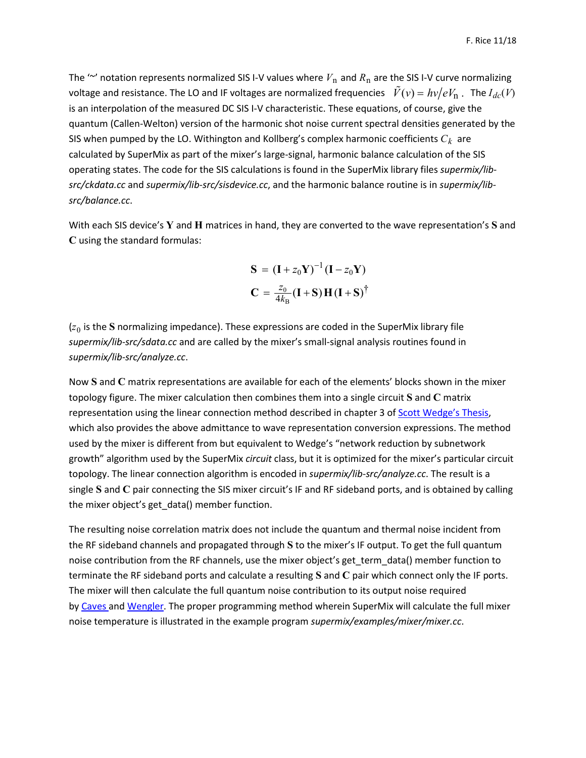The '~' notation represents normalized SIS I-V values where $V_{\text{n}}$ and $R_{\text{n}}$ are the SIS I-V curve normalizing voltage and resistance. The LO and IF voltages are normalized frequencies $\tilde{V}(\nu) = h\nu / eV_{\text{n}}$. The $I_{dc}(V)$ is an interpolation of the measured DC SIS I-V characteristic. These equations, of course, give the quantum (Callen-Welton) version of the harmonic shot noise current spectral densities generated by the SIS when pumped by the LO. Withington and Kollberg's complex harmonic coefficients $C_k$ are calculated by SuperMix as part of the mixer's large-signal, harmonic balance calculation of the SIS operating states. The code for the SIS calculations is found in the SuperMix library files *supermix/lib-src/ckdata.cc* and *supermix/lib-src/sisdevice.cc*, and the harmonic balance routine is in *supermix/lib-src/balance.cc*.

With each SIS device's $\mathbf{Y}$ and $\mathbf{H}$ matrices in hand, they are converted to the wave representation's $\mathbf{S}$ and $\mathbf{C}$ using the standard formulas:

$$\mathbf{S} = (\mathbf{I} + z_0\mathbf{Y})^{-1}(\mathbf{I} - z_0\mathbf{Y})$$

$$\mathbf{C} = \frac{z_0}{4k_{\text{B}}}(\mathbf{I} + \mathbf{S})\,\mathbf{H}\,(\mathbf{I} + \mathbf{S})^{\dagger}$$

($z_0$ is the $\mathbf{S}$ normalizing impedance). These expressions are coded in the SuperMix library file *supermix/lib-src/sdata.cc* and are called by the mixer's small-signal analysis routines found in *supermix/lib-src/analyze.cc*.

Now $\mathbf{S}$ and $\mathbf{C}$ matrix representations are available for each of the elements' blocks shown in the mixer topology figure. The mixer calculation then combines them into a single circuit $\mathbf{S}$ and $\mathbf{C}$ matrix representation using the linear connection method described in chapter 3 of Scott Wedge's Thesis, which also provides the above admittance to wave representation conversion expressions. The method used by the mixer is different from but equivalent to Wedge's "network reduction by subnetwork growth" algorithm used by the SuperMix *circuit* class, but it is optimized for the mixer's particular circuit topology. The linear connection algorithm is encoded in *supermix/lib-src/analyze.cc*. The result is a single $\mathbf{S}$ and $\mathbf{C}$ pair connecting the SIS mixer circuit's IF and RF sideband ports, and is obtained by calling the mixer object's get_data() member function.

The resulting noise correlation matrix does not include the quantum and thermal noise incident from the RF sideband channels and propagated through $\mathbf{S}$ to the mixer's IF output. To get the full quantum noise contribution from the RF channels, use the mixer object's get_term_data() member function to terminate the RF sideband ports and calculate a resulting $\mathbf{S}$ and $\mathbf{C}$ pair which connect only the IF ports. The mixer will then calculate the full quantum noise contribution to its output noise required by Caves and Wengler. The proper programming method wherein SuperMix will calculate the full mixer noise temperature is illustrated in the example program *supermix/examples/mixer/mixer.cc*.